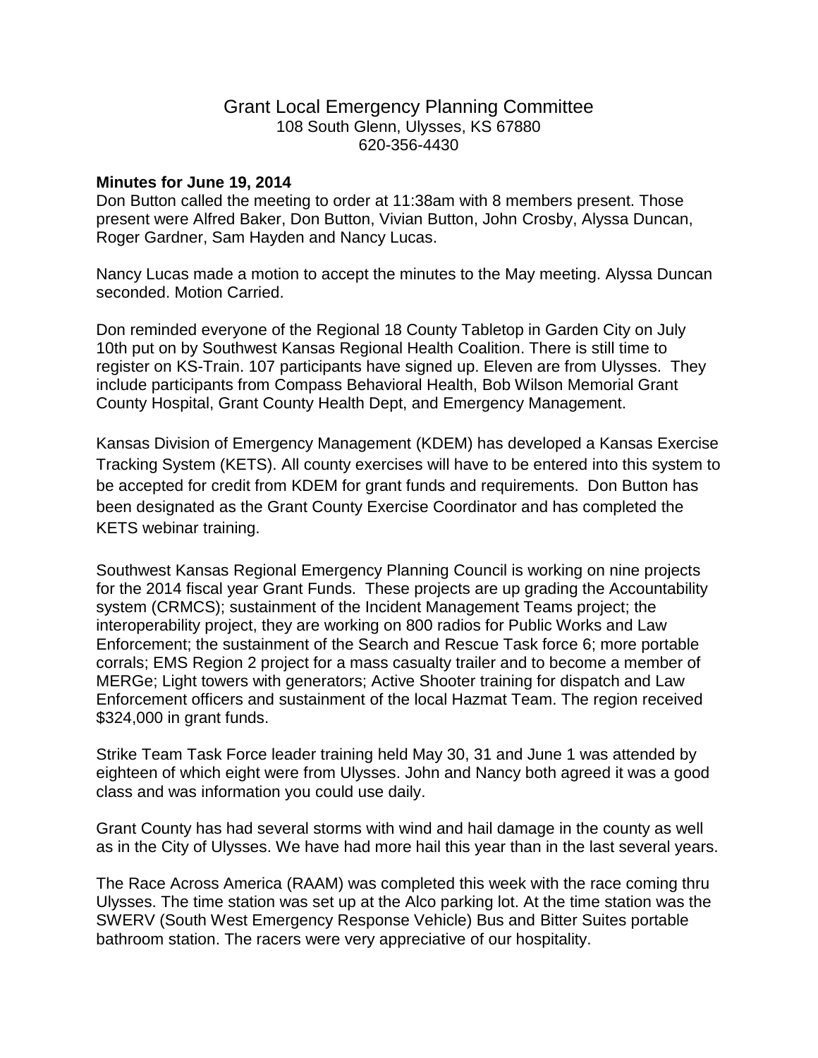# Grant Local Emergency Planning Committee

108 South Glenn, Ulysses, KS 67880
620-356-4430

**Minutes for June 19, 2014**

Don Button called the meeting to order at 11:38am with 8 members present. Those present were Alfred Baker, Don Button, Vivian Button, John Crosby, Alyssa Duncan, Roger Gardner, Sam Hayden and Nancy Lucas.

Nancy Lucas made a motion to accept the minutes to the May meeting. Alyssa Duncan seconded. Motion Carried.

Don reminded everyone of the Regional 18 County Tabletop in Garden City on July 10th put on by Southwest Kansas Regional Health Coalition. There is still time to register on KS-Train. 107 participants have signed up. Eleven are from Ulysses. They include participants from Compass Behavioral Health, Bob Wilson Memorial Grant County Hospital, Grant County Health Dept, and Emergency Management.

Kansas Division of Emergency Management (KDEM) has developed a Kansas Exercise Tracking System (KETS). All county exercises will have to be entered into this system to be accepted for credit from KDEM for grant funds and requirements. Don Button has been designated as the Grant County Exercise Coordinator and has completed the KETS webinar training.

Southwest Kansas Regional Emergency Planning Council is working on nine projects for the 2014 fiscal year Grant Funds. These projects are up grading the Accountability system (CRMCS); sustainment of the Incident Management Teams project; the interoperability project, they are working on 800 radios for Public Works and Law Enforcement; the sustainment of the Search and Rescue Task force 6; more portable corrals; EMS Region 2 project for a mass casualty trailer and to become a member of MERGe; Light towers with generators; Active Shooter training for dispatch and Law Enforcement officers and sustainment of the local Hazmat Team. The region received $324,000 in grant funds.

Strike Team Task Force leader training held May 30, 31 and June 1 was attended by eighteen of which eight were from Ulysses. John and Nancy both agreed it was a good class and was information you could use daily.

Grant County has had several storms with wind and hail damage in the county as well as in the City of Ulysses. We have had more hail this year than in the last several years.

The Race Across America (RAAM) was completed this week with the race coming thru Ulysses. The time station was set up at the Alco parking lot. At the time station was the SWERV (South West Emergency Response Vehicle) Bus and Bitter Suites portable bathroom station. The racers were very appreciative of our hospitality.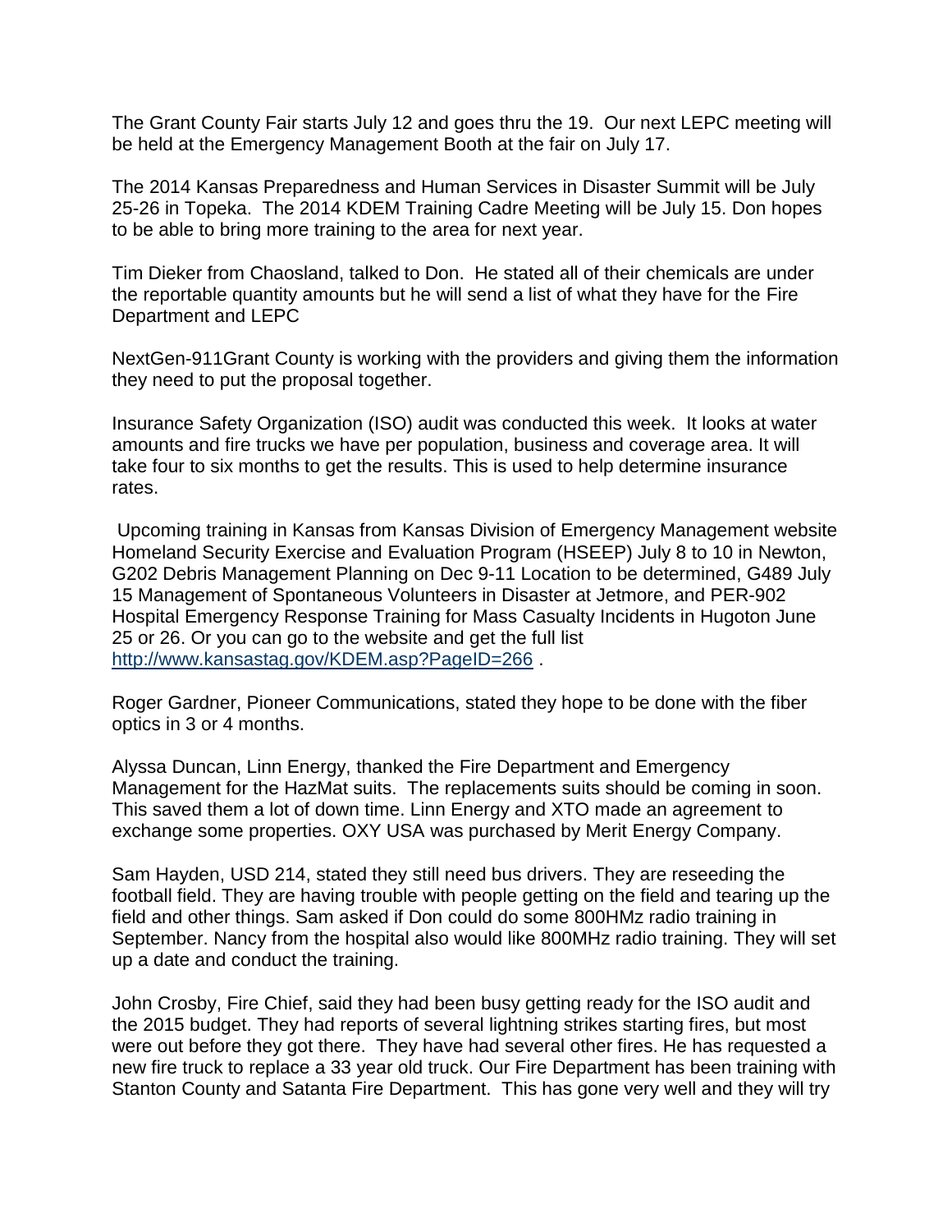The Grant County Fair starts July 12 and goes thru the 19. Our next LEPC meeting will be held at the Emergency Management Booth at the fair on July 17.

The 2014 Kansas Preparedness and Human Services in Disaster Summit will be July 25-26 in Topeka. The 2014 KDEM Training Cadre Meeting will be July 15. Don hopes to be able to bring more training to the area for next year.

Tim Dieker from Chaosland, talked to Don. He stated all of their chemicals are under the reportable quantity amounts but he will send a list of what they have for the Fire Department and LEPC

NextGen-911Grant County is working with the providers and giving them the information they need to put the proposal together.

Insurance Safety Organization (ISO) audit was conducted this week. It looks at water amounts and fire trucks we have per population, business and coverage area. It will take four to six months to get the results. This is used to help determine insurance rates.

Upcoming training in Kansas from Kansas Division of Emergency Management website Homeland Security Exercise and Evaluation Program (HSEEP) July 8 to 10 in Newton, G202 Debris Management Planning on Dec 9-11 Location to be determined, G489 July 15 Management of Spontaneous Volunteers in Disaster at Jetmore, and PER-902 Hospital Emergency Response Training for Mass Casualty Incidents in Hugoton June 25 or 26. Or you can go to the website and get the full list http://www.kansastag.gov/KDEM.asp?PageID=266 .

Roger Gardner, Pioneer Communications, stated they hope to be done with the fiber optics in 3 or 4 months.

Alyssa Duncan, Linn Energy, thanked the Fire Department and Emergency Management for the HazMat suits. The replacements suits should be coming in soon. This saved them a lot of down time. Linn Energy and XTO made an agreement to exchange some properties. OXY USA was purchased by Merit Energy Company.

Sam Hayden, USD 214, stated they still need bus drivers. They are reseeding the football field. They are having trouble with people getting on the field and tearing up the field and other things. Sam asked if Don could do some 800HMz radio training in September. Nancy from the hospital also would like 800MHz radio training. They will set up a date and conduct the training.

John Crosby, Fire Chief, said they had been busy getting ready for the ISO audit and the 2015 budget. They had reports of several lightning strikes starting fires, but most were out before they got there. They have had several other fires. He has requested a new fire truck to replace a 33 year old truck. Our Fire Department has been training with Stanton County and Satanta Fire Department. This has gone very well and they will try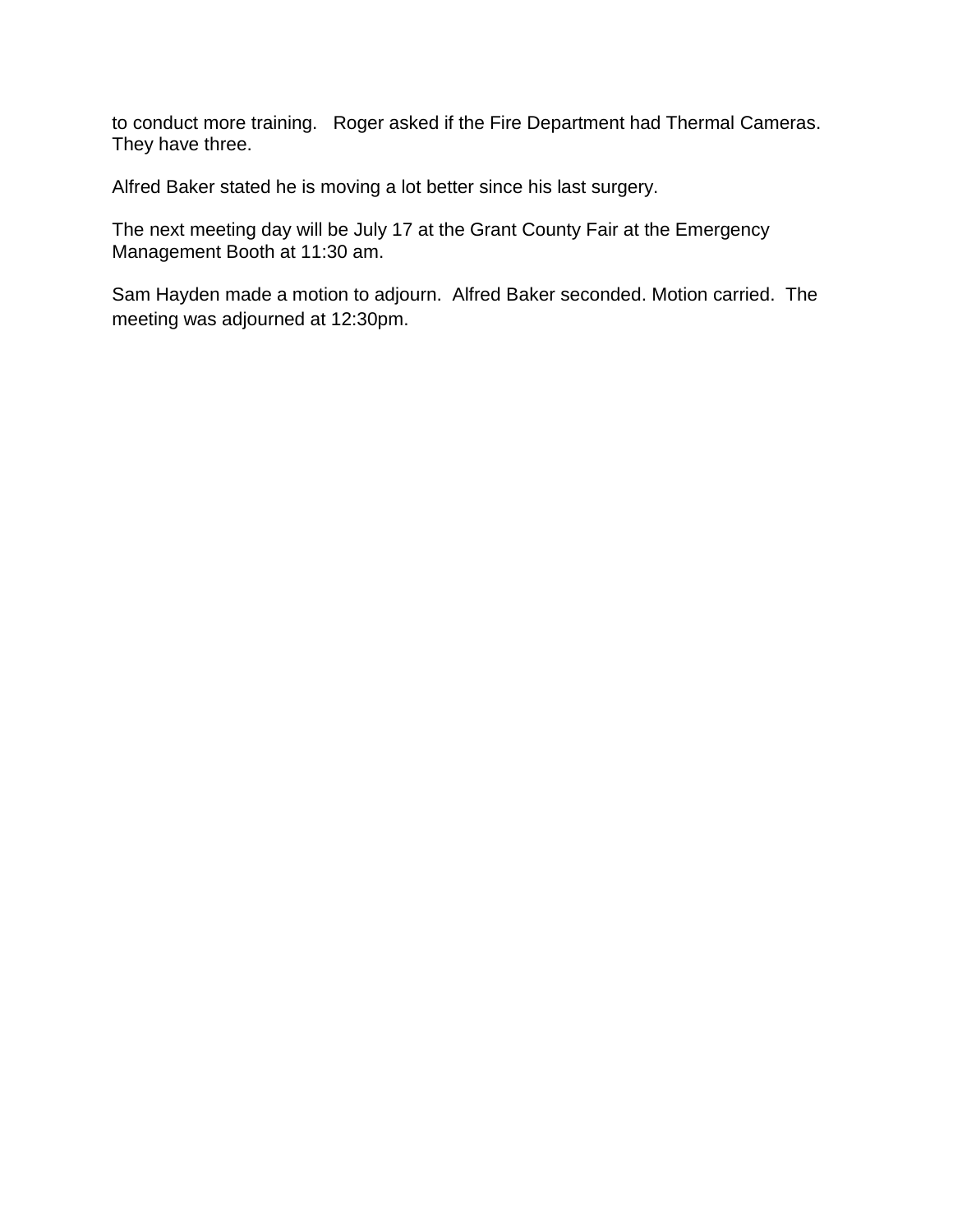to conduct more training. Roger asked if the Fire Department had Thermal Cameras. They have three.

Alfred Baker stated he is moving a lot better since his last surgery.

The next meeting day will be July 17 at the Grant County Fair at the Emergency Management Booth at 11:30 am.

Sam Hayden made a motion to adjourn. Alfred Baker seconded. Motion carried. The meeting was adjourned at 12:30pm.